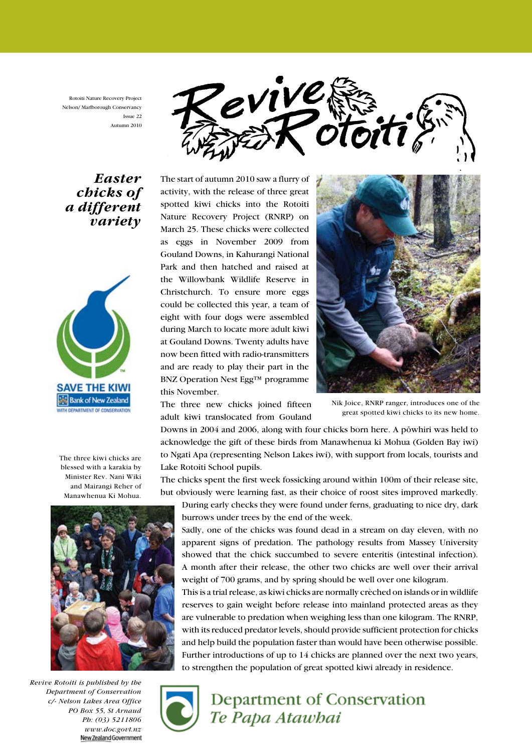Rotoiti Nature Recovery Project
Nelson/ Marlborough Conservancy
Issue 22
Autumn 2010

# Revive Rotoiti

## *Easter chicks of a different variety*

The start of autumn 2010 saw a flurry of activity, with the release of three great spotted kiwi chicks into the Rotoiti Nature Recovery Project (RNRP) on March 25. These chicks were collected as eggs in November 2009 from Gouland Downs, in Kahurangi National Park and then hatched and raised at the Willowbank Wildlife Reserve in Christchurch. To ensure more eggs could be collected this year, a team of eight with four dogs were assembled during March to locate more adult kiwi at Gouland Downs. Twenty adults have now been fitted with radio-transmitters and are ready to play their part in the BNZ Operation Nest Egg™ programme this November.

Nik Joice, RNRP ranger, introduces one of the great spotted kiwi chicks to its new home.

The three new chicks joined fifteen adult kiwi translocated from Gouland Downs in 2004 and 2006, along with four chicks born here. A pōwhiri was held to acknowledge the gift of these birds from Manawhenua ki Mohua (Golden Bay iwi) to Ngati Apa (representing Nelson Lakes iwi), with support from locals, tourists and Lake Rotoiti School pupils.

The three kiwi chicks are blessed with a karakia by Minister Rev. Nani Wiki and Mairangi Reher of Manawhenua Ki Mohua.

The chicks spent the first week fossicking around within 100m of their release site, but obviously were learning fast, as their choice of roost sites improved markedly. During early checks they were found under ferns, graduating to nice dry, dark burrows under trees by the end of the week.

Sadly, one of the chicks was found dead in a stream on day eleven, with no apparent signs of predation. The pathology results from Massey University showed that the chick succumbed to severe enteritis (intestinal infection). A month after their release, the other two chicks are well over their arrival weight of 700 grams, and by spring should be well over one kilogram.

This is a trial release, as kiwi chicks are normally crèched on islands or in wildlife reserves to gain weight before release into mainland protected areas as they are vulnerable to predation when weighing less than one kilogram. The RNRP, with its reduced predator levels, should provide sufficient protection for chicks and help build the population faster than would have been otherwise possible. Further introductions of up to 14 chicks are planned over the next two years, to strengthen the population of great spotted kiwi already in residence.

SAVE THE KIWI
Bank of New Zealand
WITH DEPARTMENT OF CONSERVATION

*Revive Rotoiti is published by the Department of Conservation c/- Nelson Lakes Area Office PO Box 55, St Arnaud Ph: (03) 5211806 www.doc.govt.nz*

New Zealand Government

Department of Conservation
*Te Papa Atawhai*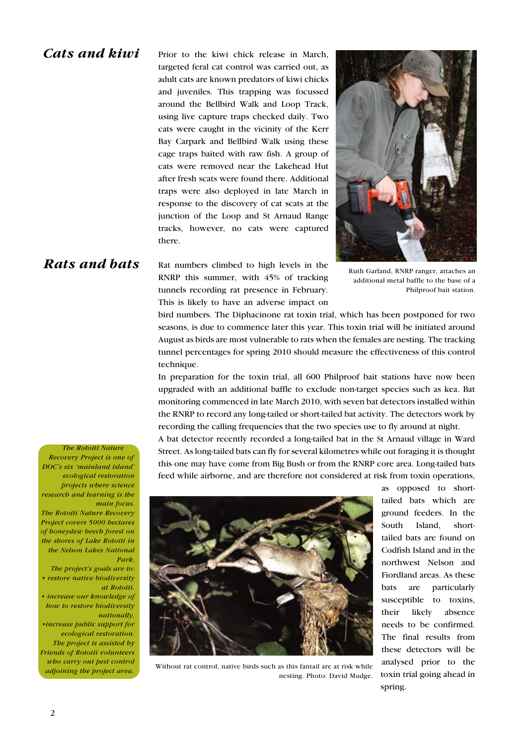## Cats and kiwi

Prior to the kiwi chick release in March, targeted feral cat control was carried out, as adult cats are known predators of kiwi chicks and juveniles. This trapping was focussed around the Bellbird Walk and Loop Track, using live capture traps checked daily. Two cats were caught in the vicinity of the Kerr Bay Carpark and Bellbird Walk using these cage traps baited with raw fish. A group of cats were removed near the Lakehead Hut after fresh scats were found there. Additional traps were also deployed in late March in response to the discovery of cat scats at the junction of the Loop and St Arnaud Range tracks, however, no cats were captured there.

Ruth Garland, RNRP ranger, attaches an additional metal baffle to the base of a Philproof bait station.

## Rats and bats

Rat numbers climbed to high levels in the RNRP this summer, with 45% of tracking tunnels recording rat presence in February. This is likely to have an adverse impact on bird numbers. The Diphacinone rat toxin trial, which has been postponed for two seasons, is due to commence later this year. This toxin trial will be initiated around August as birds are most vulnerable to rats when the females are nesting. The tracking tunnel percentages for spring 2010 should measure the effectiveness of this control technique.

In preparation for the toxin trial, all 600 Philproof bait stations have now been upgraded with an additional baffle to exclude non-target species such as kea. Bat monitoring commenced in late March 2010, with seven bat detectors installed within the RNRP to record any long-tailed or short-tailed bat activity. The detectors work by recording the calling frequencies that the two species use to fly around at night.

A bat detector recently recorded a long-tailed bat in the St Arnaud village in Ward Street. As long-tailed bats can fly for several kilometres while out foraging it is thought this one may have come from Big Bush or from the RNRP core area. Long-tailed bats feed while airborne, and are therefore not considered at risk from toxin operations, as opposed to short-tailed bats which are ground feeders. In the South Island, short-tailed bats are found on Codfish Island and in the northwest Nelson and Fiordland areas. As these bats are particularly susceptible to toxins, their likely absence needs to be confirmed. The final results from these detectors will be analysed prior to the toxin trial going ahead in spring.

Without rat control, native birds such as this fantail are at risk while nesting. Photo: David Mudge.

*The Rotoiti Nature Recovery Project is one of DOC's six 'mainland island' ecological restoration projects where science research and learning is the main focus.*

*The Rotoiti Nature Recovery Project covers 5000 hectares of honeydew beech forest on the shores of Lake Rotoiti in the Nelson Lakes National Park.*

*The project's goals are to:*

- *restore native biodiversity at Rotoiti.*
- *increase our knowledge of how to restore biodiversity nationally.*
- *increase public support for ecological restoration.*

*The project is assisted by Friends of Rotoiti volunteers who carry out pest control adjoining the project area.*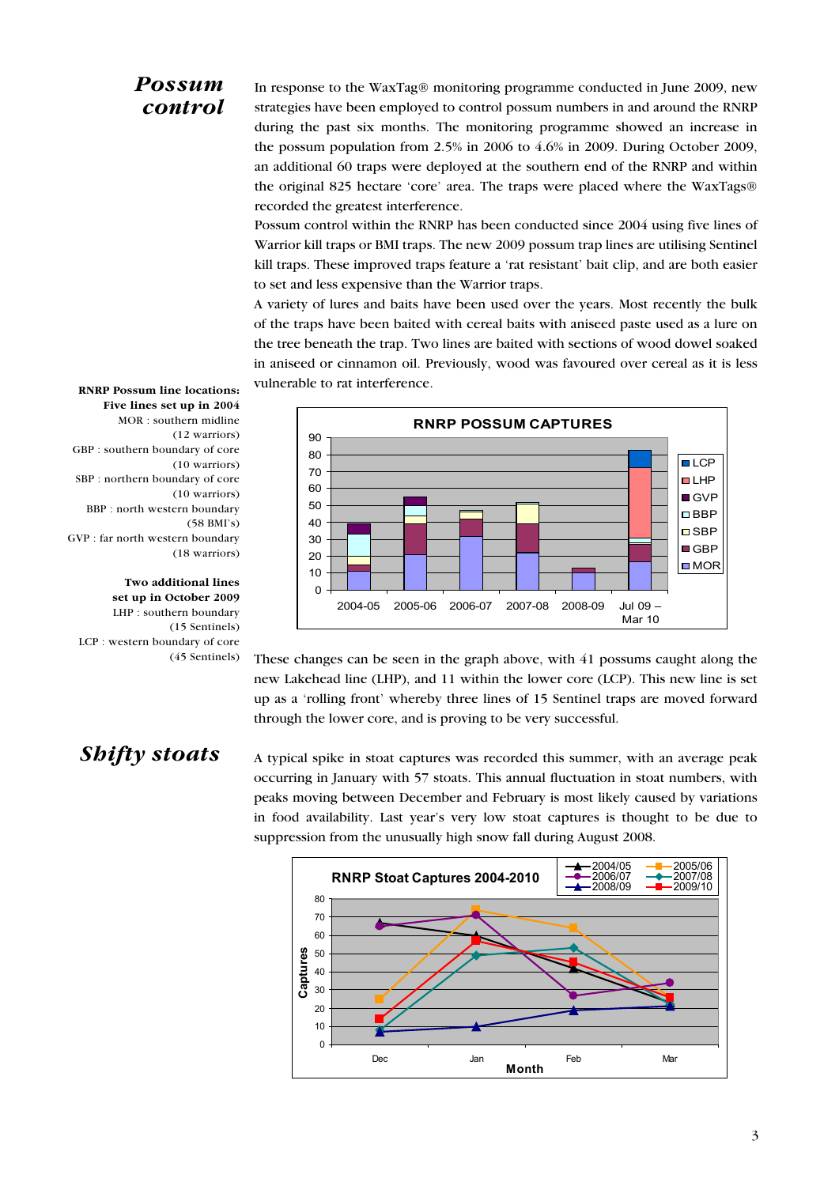## *Possum control*

In response to the WaxTag® monitoring programme conducted in June 2009, new strategies have been employed to control possum numbers in and around the RNRP during the past six months. The monitoring programme showed an increase in the possum population from 2.5% in 2006 to 4.6% in 2009. During October 2009, an additional 60 traps were deployed at the southern end of the RNRP and within the original 825 hectare 'core' area. The traps were placed where the WaxTags® recorded the greatest interference.

Possum control within the RNRP has been conducted since 2004 using five lines of Warrior kill traps or BMI traps. The new 2009 possum trap lines are utilising Sentinel kill traps. These improved traps feature a 'rat resistant' bait clip, and are both easier to set and less expensive than the Warrior traps.

A variety of lures and baits have been used over the years. Most recently the bulk of the traps have been baited with cereal baits with aniseed paste used as a lure on the tree beneath the trap. Two lines are baited with sections of wood dowel soaked in aniseed or cinnamon oil. Previously, wood was favoured over cereal as it is less vulnerable to rat interference.

**RNRP Possum line locations:**
**Five lines set up in 2004**
MOR : southern midline (12 warriors)
GBP : southern boundary of core (10 warriors)
SBP : northern boundary of core (10 warriors)
BBP : north western boundary (58 BMI's)
GVP : far north western boundary (18 warriors)

**Two additional lines set up in October 2009**
LHP : southern boundary (15 Sentinels)
LCP : western boundary of core (45 Sentinels)

These changes can be seen in the graph above, with 41 possums caught along the new Lakehead line (LHP), and 11 within the lower core (LCP). This new line is set up as a 'rolling front' whereby three lines of 15 Sentinel traps are moved forward through the lower core, and is proving to be very successful.

## *Shifty stoats*

A typical spike in stoat captures was recorded this summer, with an average peak occurring in January with 57 stoats. This annual fluctuation in stoat numbers, with peaks moving between December and February is most likely caused by variations in food availability. Last year's very low stoat captures is thought to be due to suppression from the unusually high snow fall during August 2008.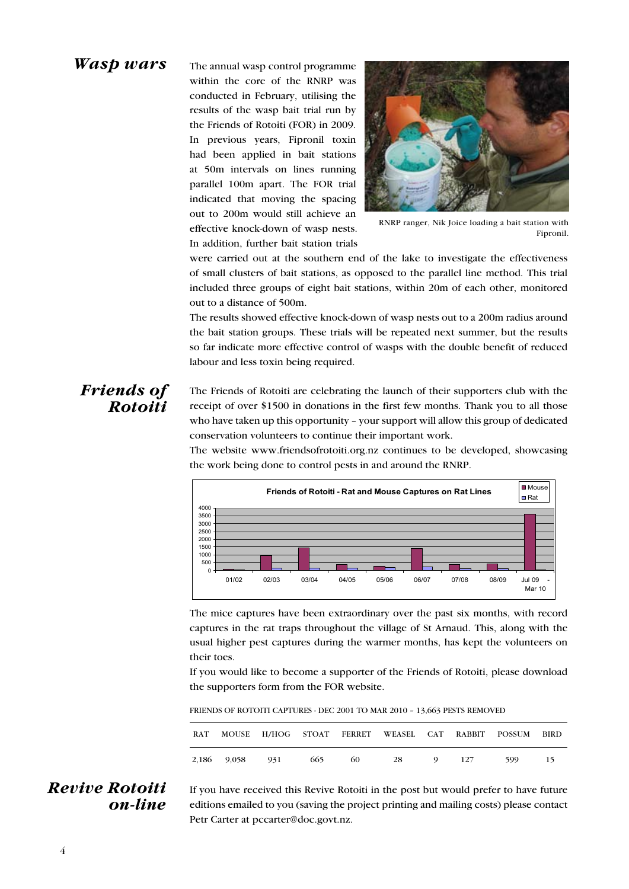## Wasp wars

The annual wasp control programme within the core of the RNRP was conducted in February, utilising the results of the wasp bait trial run by the Friends of Rotoiti (FOR) in 2009. In previous years, Fipronil toxin had been applied in bait stations at 50m intervals on lines running parallel 100m apart. The FOR trial indicated that moving the spacing out to 200m would still achieve an effective knock-down of wasp nests. In addition, further bait station trials were carried out at the southern end of the lake to investigate the effectiveness of small clusters of bait stations, as opposed to the parallel line method. This trial included three groups of eight bait stations, within 20m of each other, monitored out to a distance of 500m.

RNRP ranger, Nik Joice loading a bait station with Fipronil.

The results showed effective knock-down of wasp nests out to a 200m radius around the bait station groups. These trials will be repeated next summer, but the results so far indicate more effective control of wasps with the double benefit of reduced labour and less toxin being required.

## Friends of Rotoiti

The Friends of Rotoiti are celebrating the launch of their supporters club with the receipt of over $1500 in donations in the first few months. Thank you to all those who have taken up this opportunity – your support will allow this group of dedicated conservation volunteers to continue their important work.

The website www.friendsofrotoiti.org.nz continues to be developed, showcasing the work being done to control pests in and around the RNRP.

Friends of Rotoiti - Rat and Mouse Captures on Rat Lines

Mouse
Rat

4000
3500
3000
2500
2000
1500
1000
500
0

01/02
02/03
03/04
04/05
05/06
06/07
07/08
08/09
Jul 09 - Mar 10

The mice captures have been extraordinary over the past six months, with record captures in the rat traps throughout the village of St Arnaud. This, along with the usual higher pest captures during the warmer months, has kept the volunteers on their toes.

If you would like to become a supporter of the Friends of Rotoiti, please download the supporters form from the FOR website.

FRIENDS OF ROTOITI CAPTURES - DEC 2001 TO MAR 2010 – 13,663 PESTS REMOVED

| RAT | MOUSE | H/HOG | STOAT | FERRET | WEASEL | CAT | RABBIT | POSSUM | BIRD |
|---|---|---|---|---|---|---|---|---|---|
| 2,186 | 9,058 | 931 | 665 | 60 | 28 | 9 | 127 | 599 | 15 |

## Revive Rotoiti on-line

If you have received this Revive Rotoiti in the post but would prefer to have future editions emailed to you (saving the project printing and mailing costs) please contact Petr Carter at pccarter@doc.govt.nz.